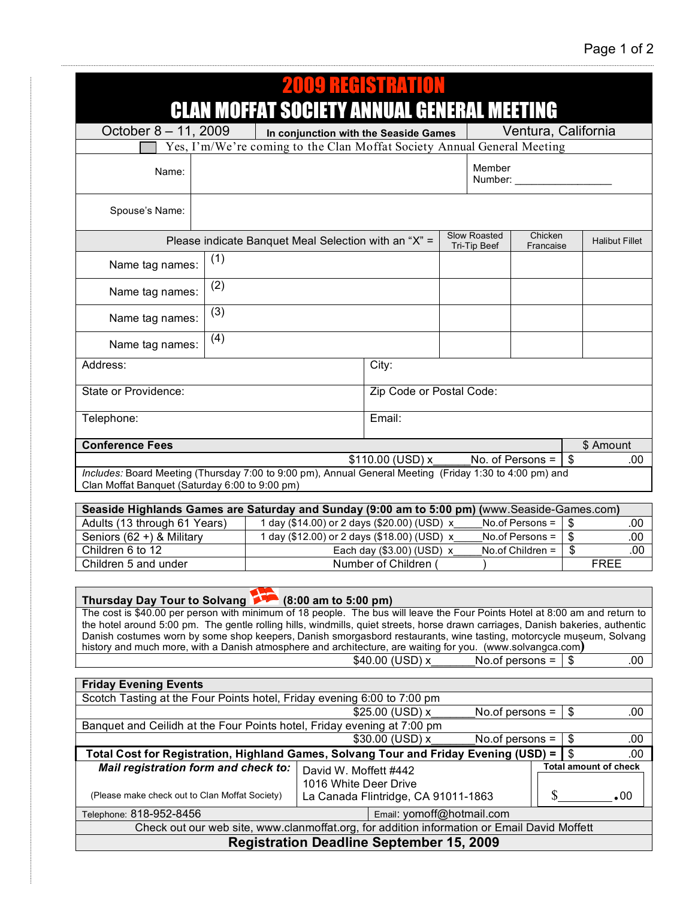# 2009 REGISTRATION

# CLAN MOFFAT SOCIETY ANNUAL GENERAL MEETING

| October 8 – 11, 2009 | **In conjunction with the Seaside Games** | Ventura, California |
|---|---|---|

☐ Yes, I'm/We're coming to the Clan Moffat Society Annual General Meeting

| Name: | | Member Number: ________________ |
|---|---|---|
| Spouse's Name: | | |

| Please indicate Banquet Meal Selection with an "X" = | Slow Roasted Tri-Tip Beef | Chicken Francaise | Halibut Fillet |
|---|---|---|---|
| Name tag names: (1) | | | |
| Name tag names: (2) | | | |
| Name tag names: (3) | | | |
| Name tag names: (4) | | | |

| Address: | City: |
|---|---|
| State or Providence: | Zip Code or Postal Code: |
| Telephone: | Email: |

| **Conference Fees** | $ Amount |
|---|---|
| $110.00 (USD) x______No. of Persons = | $ .00 |

*Includes:* Board Meeting (Thursday 7:00 to 9:00 pm), Annual General Meeting (Friday 1:30 to 4:00 pm) and Clan Moffat Banquet (Saturday 6:00 to 9:00 pm)

| **Seaside Highlands Games are Saturday and Sunday (9:00 am to 5:00 pm)** (www.Seaside-Games.com) | | |
|---|---|---|
| Adults (13 through 61 Years) | 1 day ($14.00) or 2 days ($20.00) (USD) x_____No.of Persons = | $ .00 |
| Seniors (62 +) & Military | 1 day ($12.00) or 2 days ($18.00) (USD) x_____No.of Persons = | $ .00 |
| Children 6 to 12 | Each day ($3.00) (USD) x_____No.of Children = | $ .00 |
| Children 5 and under | Number of Children (          ) | FREE |

**Thursday Day Tour to Solvang (8:00 am to 5:00 pm)**

The cost is $40.00 per person with minimum of 18 people. The bus will leave the Four Points Hotel at 8:00 am and return to the hotel around 5:00 pm. The gentle rolling hills, windmills, quiet streets, horse drawn carriages, Danish bakeries, authentic Danish costumes worn by some shop keepers, Danish smorgasbord restaurants, wine tasting, motorcycle museum, Solvang history and much more, with a Danish atmosphere and architecture, are waiting for you. (www.solvangca.com)

| | |
|---|---|
| $40.00 (USD) x_______No.of persons = | $ .00 |

| **Friday Evening Events** | |
|---|---|
| Scotch Tasting at the Four Points hotel, Friday evening 6:00 to 7:00 pm | |
| $25.00 (USD) x_______No.of persons = | $ .00 |
| Banquet and Ceilidh at the Four Points hotel, Friday evening at 7:00 pm | |
| $30.00 (USD) x_______No.of persons = | $ .00 |
| **Total Cost for Registration, Highland Games, Solvang Tour and Friday Evening (USD) =** | $ .00 |

| ***Mail registration form and check to:*** (Please make check out to Clan Moffat Society) | David W. Moffett #442<br>1016 White Deer Drive<br>La Canada Flintridge, CA 91011-1863 | **Total amount of check**<br>$_________.00 |
|---|---|---|

Telephone: 818-952-8456 | Email: yomoff@hotmail.com

Check out our web site, www.clanmoffat.org, for addition information or Email David Moffett

**Registration Deadline September 15, 2009**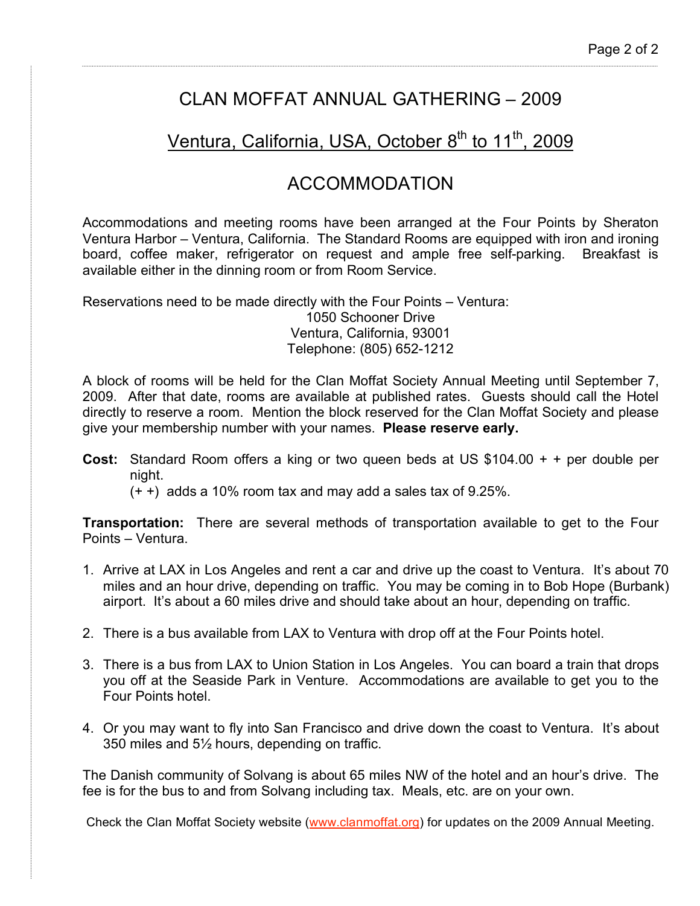# CLAN MOFFAT ANNUAL GATHERING – 2009

## Ventura, California, USA, October 8th to 11th, 2009

## ACCOMMODATION

Accommodations and meeting rooms have been arranged at the Four Points by Sheraton Ventura Harbor – Ventura, California. The Standard Rooms are equipped with iron and ironing board, coffee maker, refrigerator on request and ample free self-parking. Breakfast is available either in the dinning room or from Room Service.

Reservations need to be made directly with the Four Points – Ventura:

1050 Schooner Drive
Ventura, California, 93001
Telephone: (805) 652-1212

A block of rooms will be held for the Clan Moffat Society Annual Meeting until September 7, 2009. After that date, rooms are available at published rates. Guests should call the Hotel directly to reserve a room. Mention the block reserved for the Clan Moffat Society and please give your membership number with your names. **Please reserve early.**

**Cost:** Standard Room offers a king or two queen beds at US $104.00 + + per double per night.
(+ +) adds a 10% room tax and may add a sales tax of 9.25%.

**Transportation:** There are several methods of transportation available to get to the Four Points – Ventura.

1. Arrive at LAX in Los Angeles and rent a car and drive up the coast to Ventura. It's about 70 miles and an hour drive, depending on traffic. You may be coming in to Bob Hope (Burbank) airport. It's about a 60 miles drive and should take about an hour, depending on traffic.

2. There is a bus available from LAX to Ventura with drop off at the Four Points hotel.

3. There is a bus from LAX to Union Station in Los Angeles. You can board a train that drops you off at the Seaside Park in Venture. Accommodations are available to get you to the Four Points hotel.

4. Or you may want to fly into San Francisco and drive down the coast to Ventura. It's about 350 miles and 5½ hours, depending on traffic.

The Danish community of Solvang is about 65 miles NW of the hotel and an hour's drive. The fee is for the bus to and from Solvang including tax. Meals, etc. are on your own.

Check the Clan Moffat Society website (www.clanmoffat.org) for updates on the 2009 Annual Meeting.